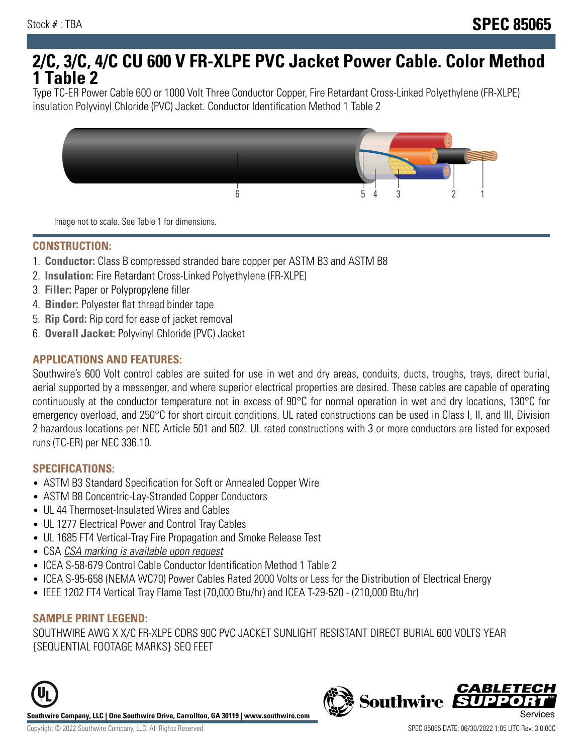Stock # : TBA

# SPEC 85065

# 2/C, 3/C, 4/C CU 600 V FR-XLPE PVC Jacket Power Cable. Color Method 1 Table 2

Type TC-ER Power Cable 600 or 1000 Volt Three Conductor Copper, Fire Retardant Cross-Linked Polyethylene (FR-XLPE) insulation Polyvinyl Chloride (PVC) Jacket. Conductor Identification Method 1 Table 2

Image not to scale. See Table 1 for dimensions.

## CONSTRUCTION:

1. **Conductor:** Class B compressed stranded bare copper per ASTM B3 and ASTM B8
2. **Insulation:** Fire Retardant Cross-Linked Polyethylene (FR-XLPE)
3. **Filler:** Paper or Polypropylene filler
4. **Binder:** Polyester flat thread binder tape
5. **Rip Cord:** Rip cord for ease of jacket removal
6. **Overall Jacket:** Polyvinyl Chloride (PVC) Jacket

## APPLICATIONS AND FEATURES:

Southwire's 600 Volt control cables are suited for use in wet and dry areas, conduits, ducts, troughs, trays, direct burial, aerial supported by a messenger, and where superior electrical properties are desired. These cables are capable of operating continuously at the conductor temperature not in excess of 90°C for normal operation in wet and dry locations, 130°C for emergency overload, and 250°C for short circuit conditions. UL rated constructions can be used in Class I, II, and III, Division 2 hazardous locations per NEC Article 501 and 502. UL rated constructions with 3 or more conductors are listed for exposed runs (TC-ER) per NEC 336.10.

## SPECIFICATIONS:

- ASTM B3 Standard Specification for Soft or Annealed Copper Wire
- ASTM B8 Concentric-Lay-Stranded Copper Conductors
- UL 44 Thermoset-Insulated Wires and Cables
- UL 1277 Electrical Power and Control Tray Cables
- UL 1685 FT4 Vertical-Tray Fire Propagation and Smoke Release Test
- CSA *CSA marking is available upon request*
- ICEA S-58-679 Control Cable Conductor Identification Method 1 Table 2
- ICEA S-95-658 (NEMA WC70) Power Cables Rated 2000 Volts or Less for the Distribution of Electrical Energy
- IEEE 1202 FT4 Vertical Tray Flame Test (70,000 Btu/hr) and ICEA T-29-520 - (210,000 Btu/hr)

## SAMPLE PRINT LEGEND:

SOUTHWIRE AWG X X/C FR-XLPE CDRS 90C PVC JACKET SUNLIGHT RESISTANT DIRECT BURIAL 600 VOLTS YEAR {SEQUENTIAL FOOTAGE MARKS} SEQ FEET

**Southwire Company, LLC | One Southwire Drive, Carrollton, GA 30119 | www.southwire.com**

Copyright © 2022 Southwire Company, LLC. All Rights Reserved

SPEC 85065 DATE: 06/30/2022 1:05 UTC Rev: 3.0.00C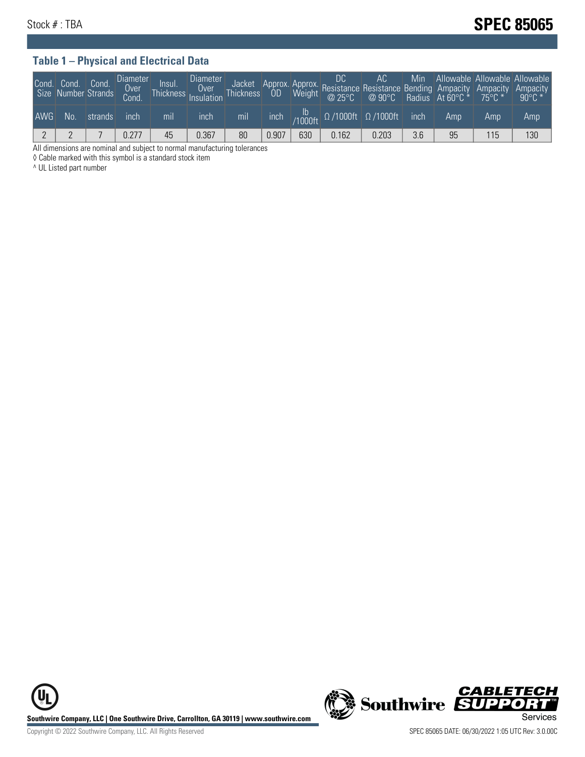### Table 1 – Physical and Electrical Data

| Cond. Size | Cond. Number | Cond. Strands | Diameter Over Cond. | Insul. Thickness | Diameter Over Insulation | Jacket Thickness | Approx. OD | Approx. Weight | DC Resistance @ 25°C | AC Resistance @ 90°C | Min Bending Radius | Allowable Ampacity At 60°C * | Allowable Ampacity 75°C * | Allowable Ampacity 90°C * |
|---|---|---|---|---|---|---|---|---|---|---|---|---|---|---|
| AWG | No. | strands | inch | mil | inch | mil | inch | lb /1000ft | Ω /1000ft | Ω /1000ft | inch | Amp | Amp | Amp |
| 2 | 2 | 7 | 0.277 | 45 | 0.367 | 80 | 0.907 | 630 | 0.162 | 0.203 | 3.6 | 95 | 115 | 130 |

All dimensions are nominal and subject to normal manufacturing tolerances

◊ Cable marked with this symbol is a standard stock item

^ UL Listed part number